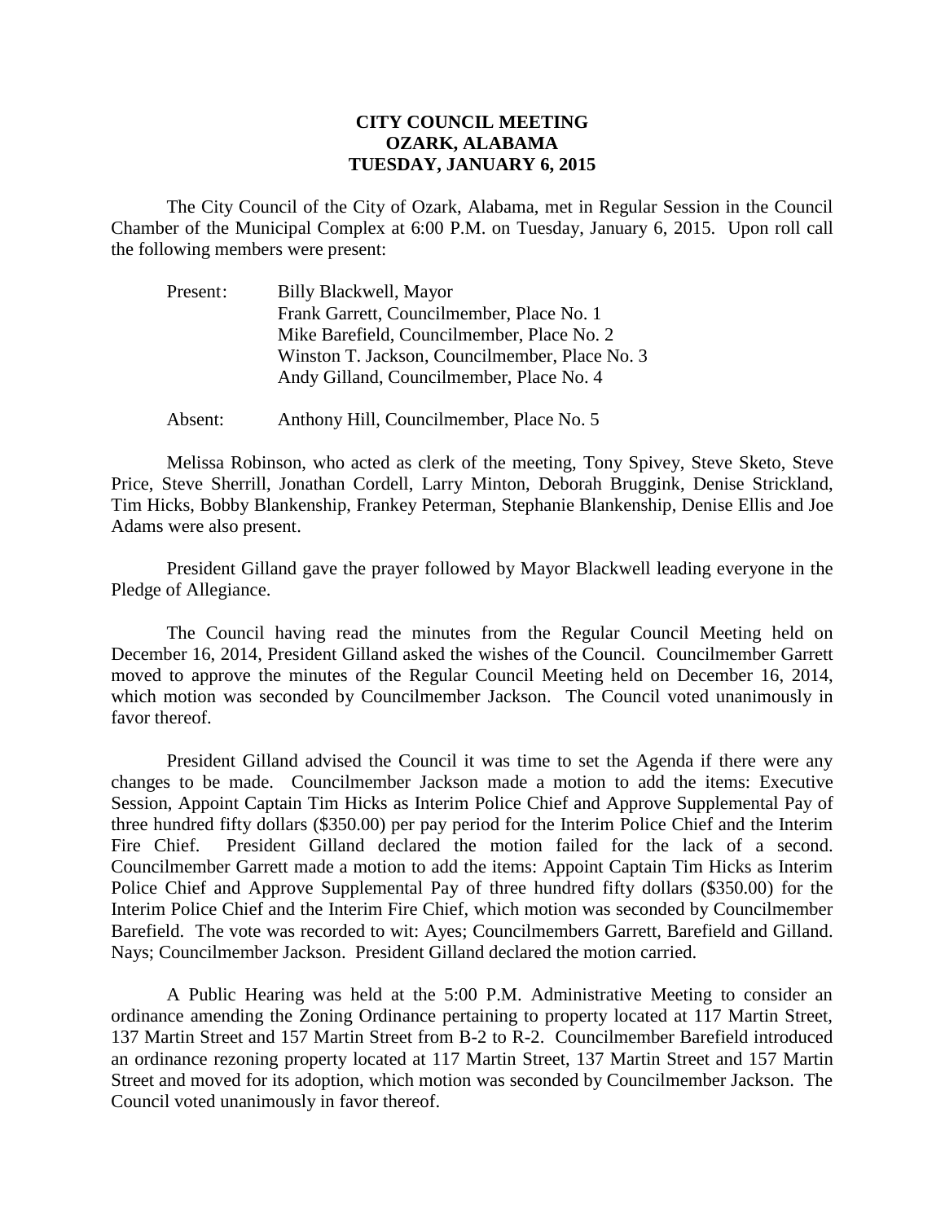**CITY COUNCIL MEETING**
**OZARK, ALABAMA**
**TUESDAY, JANUARY 6, 2015**

The City Council of the City of Ozark, Alabama, met in Regular Session in the Council Chamber of the Municipal Complex at 6:00 P.M. on Tuesday, January 6, 2015. Upon roll call the following members were present:

Present: Billy Blackwell, Mayor
Frank Garrett, Councilmember, Place No. 1
Mike Barefield, Councilmember, Place No. 2
Winston T. Jackson, Councilmember, Place No. 3
Andy Gilland, Councilmember, Place No. 4

Absent: Anthony Hill, Councilmember, Place No. 5

Melissa Robinson, who acted as clerk of the meeting, Tony Spivey, Steve Sketo, Steve Price, Steve Sherrill, Jonathan Cordell, Larry Minton, Deborah Bruggink, Denise Strickland, Tim Hicks, Bobby Blankenship, Frankey Peterman, Stephanie Blankenship, Denise Ellis and Joe Adams were also present.

President Gilland gave the prayer followed by Mayor Blackwell leading everyone in the Pledge of Allegiance.

The Council having read the minutes from the Regular Council Meeting held on December 16, 2014, President Gilland asked the wishes of the Council. Councilmember Garrett moved to approve the minutes of the Regular Council Meeting held on December 16, 2014, which motion was seconded by Councilmember Jackson. The Council voted unanimously in favor thereof.

President Gilland advised the Council it was time to set the Agenda if there were any changes to be made. Councilmember Jackson made a motion to add the items: Executive Session, Appoint Captain Tim Hicks as Interim Police Chief and Approve Supplemental Pay of three hundred fifty dollars ($350.00) per pay period for the Interim Police Chief and the Interim Fire Chief. President Gilland declared the motion failed for the lack of a second. Councilmember Garrett made a motion to add the items: Appoint Captain Tim Hicks as Interim Police Chief and Approve Supplemental Pay of three hundred fifty dollars ($350.00) for the Interim Police Chief and the Interim Fire Chief, which motion was seconded by Councilmember Barefield. The vote was recorded to wit: Ayes; Councilmembers Garrett, Barefield and Gilland. Nays; Councilmember Jackson. President Gilland declared the motion carried.

A Public Hearing was held at the 5:00 P.M. Administrative Meeting to consider an ordinance amending the Zoning Ordinance pertaining to property located at 117 Martin Street, 137 Martin Street and 157 Martin Street from B-2 to R-2. Councilmember Barefield introduced an ordinance rezoning property located at 117 Martin Street, 137 Martin Street and 157 Martin Street and moved for its adoption, which motion was seconded by Councilmember Jackson. The Council voted unanimously in favor thereof.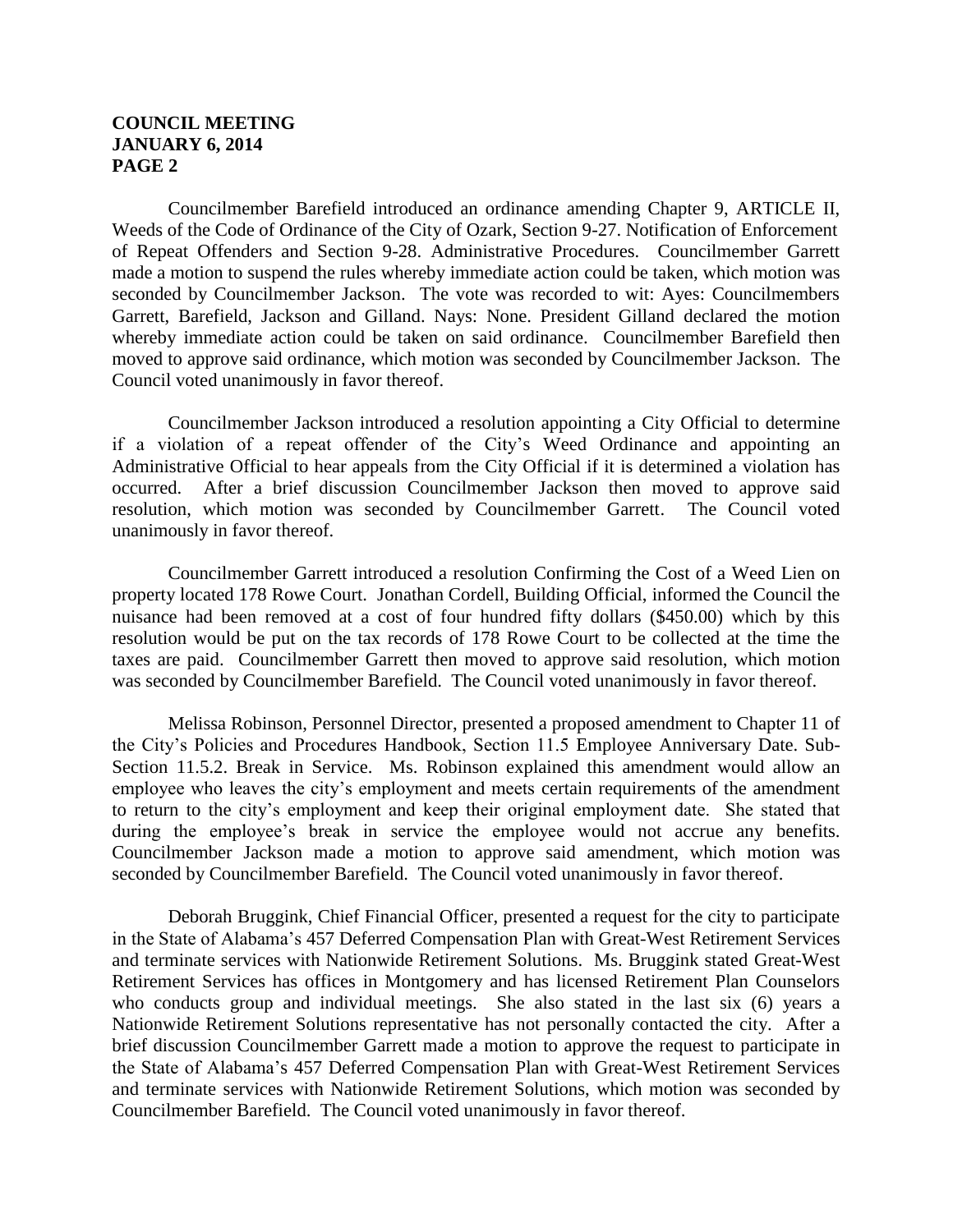Councilmember Barefield introduced an ordinance amending Chapter 9, ARTICLE II, Weeds of the Code of Ordinance of the City of Ozark, Section 9-27. Notification of Enforcement of Repeat Offenders and Section 9-28. Administrative Procedures. Councilmember Garrett made a motion to suspend the rules whereby immediate action could be taken, which motion was seconded by Councilmember Jackson. The vote was recorded to wit: Ayes: Councilmembers Garrett, Barefield, Jackson and Gilland. Nays: None. President Gilland declared the motion whereby immediate action could be taken on said ordinance. Councilmember Barefield then moved to approve said ordinance, which motion was seconded by Councilmember Jackson. The Council voted unanimously in favor thereof.

Councilmember Jackson introduced a resolution appointing a City Official to determine if a violation of a repeat offender of the City's Weed Ordinance and appointing an Administrative Official to hear appeals from the City Official if it is determined a violation has occurred. After a brief discussion Councilmember Jackson then moved to approve said resolution, which motion was seconded by Councilmember Garrett. The Council voted unanimously in favor thereof.

Councilmember Garrett introduced a resolution Confirming the Cost of a Weed Lien on property located 178 Rowe Court. Jonathan Cordell, Building Official, informed the Council the nuisance had been removed at a cost of four hundred fifty dollars ($450.00) which by this resolution would be put on the tax records of 178 Rowe Court to be collected at the time the taxes are paid. Councilmember Garrett then moved to approve said resolution, which motion was seconded by Councilmember Barefield. The Council voted unanimously in favor thereof.

Melissa Robinson, Personnel Director, presented a proposed amendment to Chapter 11 of the City's Policies and Procedures Handbook, Section 11.5 Employee Anniversary Date. Sub-Section 11.5.2. Break in Service. Ms. Robinson explained this amendment would allow an employee who leaves the city's employment and meets certain requirements of the amendment to return to the city's employment and keep their original employment date. She stated that during the employee's break in service the employee would not accrue any benefits. Councilmember Jackson made a motion to approve said amendment, which motion was seconded by Councilmember Barefield. The Council voted unanimously in favor thereof.

Deborah Bruggink, Chief Financial Officer, presented a request for the city to participate in the State of Alabama's 457 Deferred Compensation Plan with Great-West Retirement Services and terminate services with Nationwide Retirement Solutions. Ms. Bruggink stated Great-West Retirement Services has offices in Montgomery and has licensed Retirement Plan Counselors who conducts group and individual meetings. She also stated in the last six (6) years a Nationwide Retirement Solutions representative has not personally contacted the city. After a brief discussion Councilmember Garrett made a motion to approve the request to participate in the State of Alabama's 457 Deferred Compensation Plan with Great-West Retirement Services and terminate services with Nationwide Retirement Solutions, which motion was seconded by Councilmember Barefield. The Council voted unanimously in favor thereof.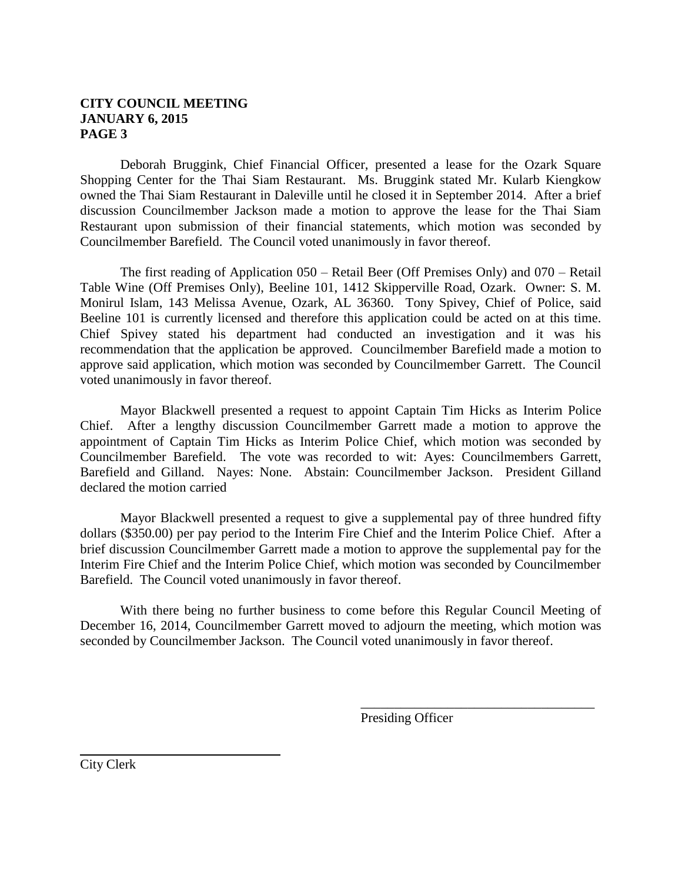Deborah Bruggink, Chief Financial Officer, presented a lease for the Ozark Square Shopping Center for the Thai Siam Restaurant. Ms. Bruggink stated Mr. Kularb Kiengkow owned the Thai Siam Restaurant in Daleville until he closed it in September 2014. After a brief discussion Councilmember Jackson made a motion to approve the lease for the Thai Siam Restaurant upon submission of their financial statements, which motion was seconded by Councilmember Barefield. The Council voted unanimously in favor thereof.

The first reading of Application 050 – Retail Beer (Off Premises Only) and 070 – Retail Table Wine (Off Premises Only), Beeline 101, 1412 Skipperville Road, Ozark. Owner: S. M. Monirul Islam, 143 Melissa Avenue, Ozark, AL 36360. Tony Spivey, Chief of Police, said Beeline 101 is currently licensed and therefore this application could be acted on at this time. Chief Spivey stated his department had conducted an investigation and it was his recommendation that the application be approved. Councilmember Barefield made a motion to approve said application, which motion was seconded by Councilmember Garrett. The Council voted unanimously in favor thereof.

Mayor Blackwell presented a request to appoint Captain Tim Hicks as Interim Police Chief. After a lengthy discussion Councilmember Garrett made a motion to approve the appointment of Captain Tim Hicks as Interim Police Chief, which motion was seconded by Councilmember Barefield. The vote was recorded to wit: Ayes: Councilmembers Garrett, Barefield and Gilland. Nayes: None. Abstain: Councilmember Jackson. President Gilland declared the motion carried

Mayor Blackwell presented a request to give a supplemental pay of three hundred fifty dollars ($350.00) per pay period to the Interim Fire Chief and the Interim Police Chief. After a brief discussion Councilmember Garrett made a motion to approve the supplemental pay for the Interim Fire Chief and the Interim Police Chief, which motion was seconded by Councilmember Barefield. The Council voted unanimously in favor thereof.

With there being no further business to come before this Regular Council Meeting of December 16, 2014, Councilmember Garrett moved to adjourn the meeting, which motion was seconded by Councilmember Jackson. The Council voted unanimously in favor thereof.

\_\_\_\_\_\_\_\_\_\_\_\_\_\_\_\_\_\_\_\_\_\_\_\_\_\_\_\_\_\_\_\_\_\_\_\_
Presiding Officer

\_\_\_\_\_\_\_\_\_\_\_\_\_\_\_\_\_\_\_\_\_\_\_\_\_\_\_\_\_\_\_\_\_\_\_\_
City Clerk